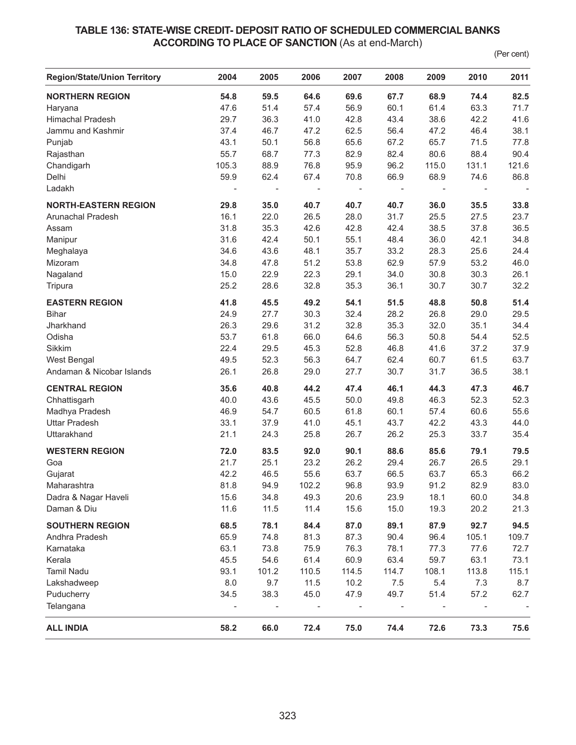## TABLE 136: STATE-WISE CREDIT- DEPOSIT RATIO OF SCHEDULED COMMERCIAL BANKS ACCORDING TO PLACE OF SANCTION (As at end-March)

(Per cent)

| Region/State/Union Territory | 2004 | 2005 | 2006 | 2007 | 2008 | 2009 | 2010 | 2011 |
|---|---|---|---|---|---|---|---|---|
| **NORTHERN REGION** | **54.8** | **59.5** | **64.6** | **69.6** | **67.7** | **68.9** | **74.4** | **82.5** |
| Haryana | 47.6 | 51.4 | 57.4 | 56.9 | 60.1 | 61.4 | 63.3 | 71.7 |
| Himachal Pradesh | 29.7 | 36.3 | 41.0 | 42.8 | 43.4 | 38.6 | 42.2 | 41.6 |
| Jammu and Kashmir | 37.4 | 46.7 | 47.2 | 62.5 | 56.4 | 47.2 | 46.4 | 38.1 |
| Punjab | 43.1 | 50.1 | 56.8 | 65.6 | 67.2 | 65.7 | 71.5 | 77.8 |
| Rajasthan | 55.7 | 68.7 | 77.3 | 82.9 | 82.4 | 80.6 | 88.4 | 90.4 |
| Chandigarh | 105.3 | 88.9 | 76.8 | 95.9 | 96.2 | 115.0 | 131.1 | 121.6 |
| Delhi | 59.9 | 62.4 | 67.4 | 70.8 | 66.9 | 68.9 | 74.6 | 86.8 |
| Ladakh | - | - | - | - | - | - | - | - |
| **NORTH-EASTERN REGION** | **29.8** | **35.0** | **40.7** | **40.7** | **40.7** | **36.0** | **35.5** | **33.8** |
| Arunachal Pradesh | 16.1 | 22.0 | 26.5 | 28.0 | 31.7 | 25.5 | 27.5 | 23.7 |
| Assam | 31.8 | 35.3 | 42.6 | 42.8 | 42.4 | 38.5 | 37.8 | 36.5 |
| Manipur | 31.6 | 42.4 | 50.1 | 55.1 | 48.4 | 36.0 | 42.1 | 34.8 |
| Meghalaya | 34.6 | 43.6 | 48.1 | 35.7 | 33.2 | 28.3 | 25.6 | 24.4 |
| Mizoram | 34.8 | 47.8 | 51.2 | 53.8 | 62.9 | 57.9 | 53.2 | 46.0 |
| Nagaland | 15.0 | 22.9 | 22.3 | 29.1 | 34.0 | 30.8 | 30.3 | 26.1 |
| Tripura | 25.2 | 28.6 | 32.8 | 35.3 | 36.1 | 30.7 | 30.7 | 32.2 |
| **EASTERN REGION** | **41.8** | **45.5** | **49.2** | **54.1** | **51.5** | **48.8** | **50.8** | **51.4** |
| Bihar | 24.9 | 27.7 | 30.3 | 32.4 | 28.2 | 26.8 | 29.0 | 29.5 |
| Jharkhand | 26.3 | 29.6 | 31.2 | 32.8 | 35.3 | 32.0 | 35.1 | 34.4 |
| Odisha | 53.7 | 61.8 | 66.0 | 64.6 | 56.3 | 50.8 | 54.4 | 52.5 |
| Sikkim | 22.4 | 29.5 | 45.3 | 52.8 | 46.8 | 41.6 | 37.2 | 37.9 |
| West Bengal | 49.5 | 52.3 | 56.3 | 64.7 | 62.4 | 60.7 | 61.5 | 63.7 |
| Andaman & Nicobar Islands | 26.1 | 26.8 | 29.0 | 27.7 | 30.7 | 31.7 | 36.5 | 38.1 |
| **CENTRAL REGION** | **35.6** | **40.8** | **44.2** | **47.4** | **46.1** | **44.3** | **47.3** | **46.7** |
| Chhattisgarh | 40.0 | 43.6 | 45.5 | 50.0 | 49.8 | 46.3 | 52.3 | 52.3 |
| Madhya Pradesh | 46.9 | 54.7 | 60.5 | 61.8 | 60.1 | 57.4 | 60.6 | 55.6 |
| Uttar Pradesh | 33.1 | 37.9 | 41.0 | 45.1 | 43.7 | 42.2 | 43.3 | 44.0 |
| Uttarakhand | 21.1 | 24.3 | 25.8 | 26.7 | 26.2 | 25.3 | 33.7 | 35.4 |
| **WESTERN REGION** | **72.0** | **83.5** | **92.0** | **90.1** | **88.6** | **85.6** | **79.1** | **79.5** |
| Goa | 21.7 | 25.1 | 23.2 | 26.2 | 29.4 | 26.7 | 26.5 | 29.1 |
| Gujarat | 42.2 | 46.5 | 55.6 | 63.7 | 66.5 | 63.7 | 65.3 | 66.2 |
| Maharashtra | 81.8 | 94.9 | 102.2 | 96.8 | 93.9 | 91.2 | 82.9 | 83.0 |
| Dadra & Nagar Haveli | 15.6 | 34.8 | 49.3 | 20.6 | 23.9 | 18.1 | 60.0 | 34.8 |
| Daman & Diu | 11.6 | 11.5 | 11.4 | 15.6 | 15.0 | 19.3 | 20.2 | 21.3 |
| **SOUTHERN REGION** | **68.5** | **78.1** | **84.4** | **87.0** | **89.1** | **87.9** | **92.7** | **94.5** |
| Andhra Pradesh | 65.9 | 74.8 | 81.3 | 87.3 | 90.4 | 96.4 | 105.1 | 109.7 |
| Karnataka | 63.1 | 73.8 | 75.9 | 76.3 | 78.1 | 77.3 | 77.6 | 72.7 |
| Kerala | 45.5 | 54.6 | 61.4 | 60.9 | 63.4 | 59.7 | 63.1 | 73.1 |
| Tamil Nadu | 93.1 | 101.2 | 110.5 | 114.5 | 114.7 | 108.1 | 113.8 | 115.1 |
| Lakshadweep | 8.0 | 9.7 | 11.5 | 10.2 | 7.5 | 5.4 | 7.3 | 8.7 |
| Puducherry | 34.5 | 38.3 | 45.0 | 47.9 | 49.7 | 51.4 | 57.2 | 62.7 |
| Telangana | - | - | - | - | - | - | - | - |
| **ALL INDIA** | **58.2** | **66.0** | **72.4** | **75.0** | **74.4** | **72.6** | **73.3** | **75.6** |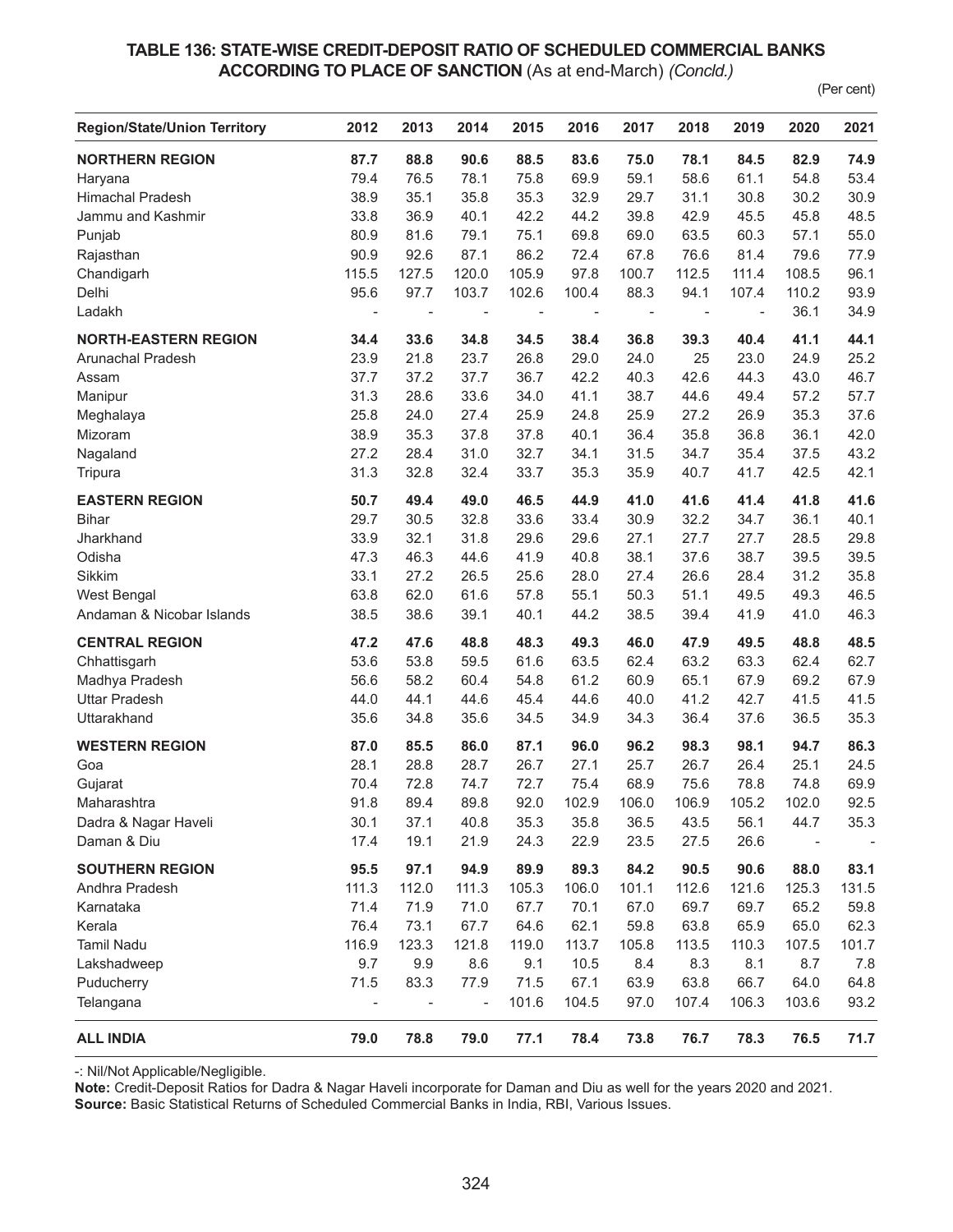**TABLE 136: STATE-WISE CREDIT-DEPOSIT RATIO OF SCHEDULED COMMERCIAL BANKS ACCORDING TO PLACE OF SANCTION** (As at end-March) *(Concld.)*

(Per cent)

| Region/State/Union Territory | 2012 | 2013 | 2014 | 2015 | 2016 | 2017 | 2018 | 2019 | 2020 | 2021 |
|---|---|---|---|---|---|---|---|---|---|---|
| **NORTHERN REGION** | **87.7** | **88.8** | **90.6** | **88.5** | **83.6** | **75.0** | **78.1** | **84.5** | **82.9** | **74.9** |
| Haryana | 79.4 | 76.5 | 78.1 | 75.8 | 69.9 | 59.1 | 58.6 | 61.1 | 54.8 | 53.4 |
| Himachal Pradesh | 38.9 | 35.1 | 35.8 | 35.3 | 32.9 | 29.7 | 31.1 | 30.8 | 30.2 | 30.9 |
| Jammu and Kashmir | 33.8 | 36.9 | 40.1 | 42.2 | 44.2 | 39.8 | 42.9 | 45.5 | 45.8 | 48.5 |
| Punjab | 80.9 | 81.6 | 79.1 | 75.1 | 69.8 | 69.0 | 63.5 | 60.3 | 57.1 | 55.0 |
| Rajasthan | 90.9 | 92.6 | 87.1 | 86.2 | 72.4 | 67.8 | 76.6 | 81.4 | 79.6 | 77.9 |
| Chandigarh | 115.5 | 127.5 | 120.0 | 105.9 | 97.8 | 100.7 | 112.5 | 111.4 | 108.5 | 96.1 |
| Delhi | 95.6 | 97.7 | 103.7 | 102.6 | 100.4 | 88.3 | 94.1 | 107.4 | 110.2 | 93.9 |
| Ladakh | - | - | - | - | - | - | - | - | 36.1 | 34.9 |
| **NORTH-EASTERN REGION** | **34.4** | **33.6** | **34.8** | **34.5** | **38.4** | **36.8** | **39.3** | **40.4** | **41.1** | **44.1** |
| Arunachal Pradesh | 23.9 | 21.8 | 23.7 | 26.8 | 29.0 | 24.0 | 25 | 23.0 | 24.9 | 25.2 |
| Assam | 37.7 | 37.2 | 37.7 | 36.7 | 42.2 | 40.3 | 42.6 | 44.3 | 43.0 | 46.7 |
| Manipur | 31.3 | 28.6 | 33.6 | 34.0 | 41.1 | 38.7 | 44.6 | 49.4 | 57.2 | 57.7 |
| Meghalaya | 25.8 | 24.0 | 27.4 | 25.9 | 24.8 | 25.9 | 27.2 | 26.9 | 35.3 | 37.6 |
| Mizoram | 38.9 | 35.3 | 37.8 | 37.8 | 40.1 | 36.4 | 35.8 | 36.8 | 36.1 | 42.0 |
| Nagaland | 27.2 | 28.4 | 31.0 | 32.7 | 34.1 | 31.5 | 34.7 | 35.4 | 37.5 | 43.2 |
| Tripura | 31.3 | 32.8 | 32.4 | 33.7 | 35.3 | 35.9 | 40.7 | 41.7 | 42.5 | 42.1 |
| **EASTERN REGION** | **50.7** | **49.4** | **49.0** | **46.5** | **44.9** | **41.0** | **41.6** | **41.4** | **41.8** | **41.6** |
| Bihar | 29.7 | 30.5 | 32.8 | 33.6 | 33.4 | 30.9 | 32.2 | 34.7 | 36.1 | 40.1 |
| Jharkhand | 33.9 | 32.1 | 31.8 | 29.6 | 29.6 | 27.1 | 27.7 | 27.7 | 28.5 | 29.8 |
| Odisha | 47.3 | 46.3 | 44.6 | 41.9 | 40.8 | 38.1 | 37.6 | 38.7 | 39.5 | 39.5 |
| Sikkim | 33.1 | 27.2 | 26.5 | 25.6 | 28.0 | 27.4 | 26.6 | 28.4 | 31.2 | 35.8 |
| West Bengal | 63.8 | 62.0 | 61.6 | 57.8 | 55.1 | 50.3 | 51.1 | 49.5 | 49.3 | 46.5 |
| Andaman & Nicobar Islands | 38.5 | 38.6 | 39.1 | 40.1 | 44.2 | 38.5 | 39.4 | 41.9 | 41.0 | 46.3 |
| **CENTRAL REGION** | **47.2** | **47.6** | **48.8** | **48.3** | **49.3** | **46.0** | **47.9** | **49.5** | **48.8** | **48.5** |
| Chhattisgarh | 53.6 | 53.8 | 59.5 | 61.6 | 63.5 | 62.4 | 63.2 | 63.3 | 62.4 | 62.7 |
| Madhya Pradesh | 56.6 | 58.2 | 60.4 | 54.8 | 61.2 | 60.9 | 65.1 | 67.9 | 69.2 | 67.9 |
| Uttar Pradesh | 44.0 | 44.1 | 44.6 | 45.4 | 44.6 | 40.0 | 41.2 | 42.7 | 41.5 | 41.5 |
| Uttarakhand | 35.6 | 34.8 | 35.6 | 34.5 | 34.9 | 34.3 | 36.4 | 37.6 | 36.5 | 35.3 |
| **WESTERN REGION** | **87.0** | **85.5** | **86.0** | **87.1** | **96.0** | **96.2** | **98.3** | **98.1** | **94.7** | **86.3** |
| Goa | 28.1 | 28.8 | 28.7 | 26.7 | 27.1 | 25.7 | 26.7 | 26.4 | 25.1 | 24.5 |
| Gujarat | 70.4 | 72.8 | 74.7 | 72.7 | 75.4 | 68.9 | 75.6 | 78.8 | 74.8 | 69.9 |
| Maharashtra | 91.8 | 89.4 | 89.8 | 92.0 | 102.9 | 106.0 | 106.9 | 105.2 | 102.0 | 92.5 |
| Dadra & Nagar Haveli | 30.1 | 37.1 | 40.8 | 35.3 | 35.8 | 36.5 | 43.5 | 56.1 | 44.7 | 35.3 |
| Daman & Diu | 17.4 | 19.1 | 21.9 | 24.3 | 22.9 | 23.5 | 27.5 | 26.6 | - | - |
| **SOUTHERN REGION** | **95.5** | **97.1** | **94.9** | **89.9** | **89.3** | **84.2** | **90.5** | **90.6** | **88.0** | **83.1** |
| Andhra Pradesh | 111.3 | 112.0 | 111.3 | 105.3 | 106.0 | 101.1 | 112.6 | 121.6 | 125.3 | 131.5 |
| Karnataka | 71.4 | 71.9 | 71.0 | 67.7 | 70.1 | 67.0 | 69.7 | 69.7 | 65.2 | 59.8 |
| Kerala | 76.4 | 73.1 | 67.7 | 64.6 | 62.1 | 59.8 | 63.8 | 65.9 | 65.0 | 62.3 |
| Tamil Nadu | 116.9 | 123.3 | 121.8 | 119.0 | 113.7 | 105.8 | 113.5 | 110.3 | 107.5 | 101.7 |
| Lakshadweep | 9.7 | 9.9 | 8.6 | 9.1 | 10.5 | 8.4 | 8.3 | 8.1 | 8.7 | 7.8 |
| Puducherry | 71.5 | 83.3 | 77.9 | 71.5 | 67.1 | 63.9 | 63.8 | 66.7 | 64.0 | 64.8 |
| Telangana | - | - | - | 101.6 | 104.5 | 97.0 | 107.4 | 106.3 | 103.6 | 93.2 |
| **ALL INDIA** | **79.0** | **78.8** | **79.0** | **77.1** | **78.4** | **73.8** | **76.7** | **78.3** | **76.5** | **71.7** |

-: Nil/Not Applicable/Negligible.

**Note:** Credit-Deposit Ratios for Dadra & Nagar Haveli incorporate for Daman and Diu as well for the years 2020 and 2021.

**Source:** Basic Statistical Returns of Scheduled Commercial Banks in India, RBI, Various Issues.